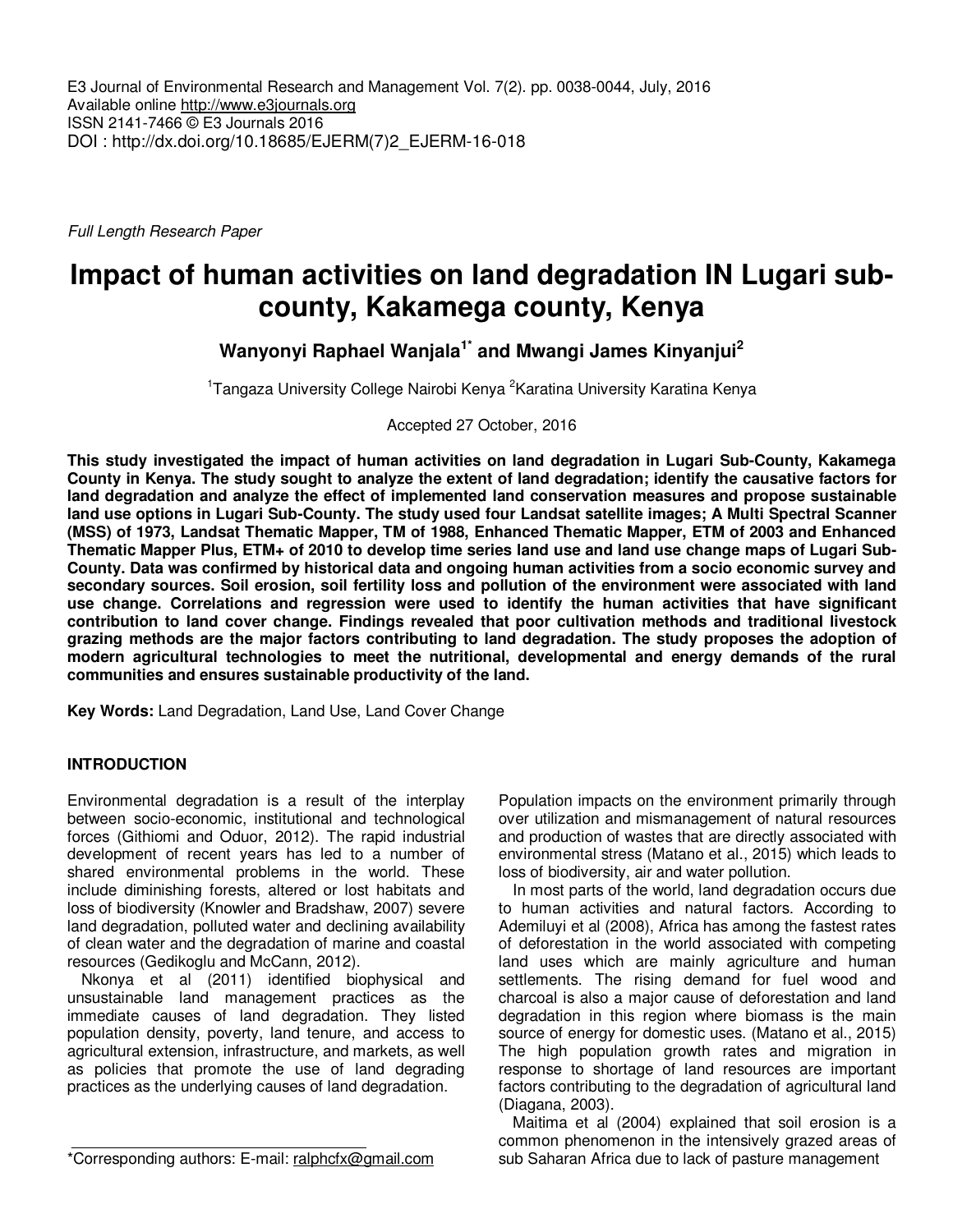E3 Journal of Environmental Research and Management Vol. 7(2). pp. 0038-0044, July, 2016
Available online http://www.e3journals.org
ISSN 2141-7466 © E3 Journals 2016
DOI : http://dx.doi.org/10.18685/EJERM(7)2_EJERM-16-018

*Full Length Research Paper*

# Impact of human activities on land degradation IN Lugari sub-county, Kakamega county, Kenya

**Wanyonyi Raphael Wanjala[1*] and Mwangi James Kinyanjui[2]**

[1]Tangaza University College Nairobi Kenya [2]Karatina University Karatina Kenya

Accepted 27 October, 2016

**This study investigated the impact of human activities on land degradation in Lugari Sub-County, Kakamega County in Kenya. The study sought to analyze the extent of land degradation; identify the causative factors for land degradation and analyze the effect of implemented land conservation measures and propose sustainable land use options in Lugari Sub-County. The study used four Landsat satellite images; A Multi Spectral Scanner (MSS) of 1973, Landsat Thematic Mapper, TM of 1988, Enhanced Thematic Mapper, ETM of 2003 and Enhanced Thematic Mapper Plus, ETM+ of 2010 to develop time series land use and land use change maps of Lugari Sub-County. Data was confirmed by historical data and ongoing human activities from a socio economic survey and secondary sources. Soil erosion, soil fertility loss and pollution of the environment were associated with land use change. Correlations and regression were used to identify the human activities that have significant contribution to land cover change. Findings revealed that poor cultivation methods and traditional livestock grazing methods are the major factors contributing to land degradation. The study proposes the adoption of modern agricultural technologies to meet the nutritional, developmental and energy demands of the rural communities and ensures sustainable productivity of the land.**

**Key Words:** Land Degradation, Land Use, Land Cover Change

## INTRODUCTION

Environmental degradation is a result of the interplay between socio-economic, institutional and technological forces (Githiomi and Oduor, 2012). The rapid industrial development of recent years has led to a number of shared environmental problems in the world. These include diminishing forests, altered or lost habitats and loss of biodiversity (Knowler and Bradshaw, 2007) severe land degradation, polluted water and declining availability of clean water and the degradation of marine and coastal resources (Gedikoglu and McCann, 2012).

Nkonya et al (2011) identified biophysical and unsustainable land management practices as the immediate causes of land degradation. They listed population density, poverty, land tenure, and access to agricultural extension, infrastructure, and markets, as well as policies that promote the use of land degrading practices as the underlying causes of land degradation.

Population impacts on the environment primarily through over utilization and mismanagement of natural resources and production of wastes that are directly associated with environmental stress (Matano et al., 2015) which leads to loss of biodiversity, air and water pollution.

In most parts of the world, land degradation occurs due to human activities and natural factors. According to Ademiluyi et al (2008), Africa has among the fastest rates of deforestation in the world associated with competing land uses which are mainly agriculture and human settlements. The rising demand for fuel wood and charcoal is also a major cause of deforestation and land degradation in this region where biomass is the main source of energy for domestic uses. (Matano et al., 2015) The high population growth rates and migration in response to shortage of land resources are important factors contributing to the degradation of agricultural land (Diagana, 2003).

Maitima et al (2004) explained that soil erosion is a common phenomenon in the intensively grazed areas of sub Saharan Africa due to lack of pasture management

*Corresponding authors: E-mail: ralphcfx@gmail.com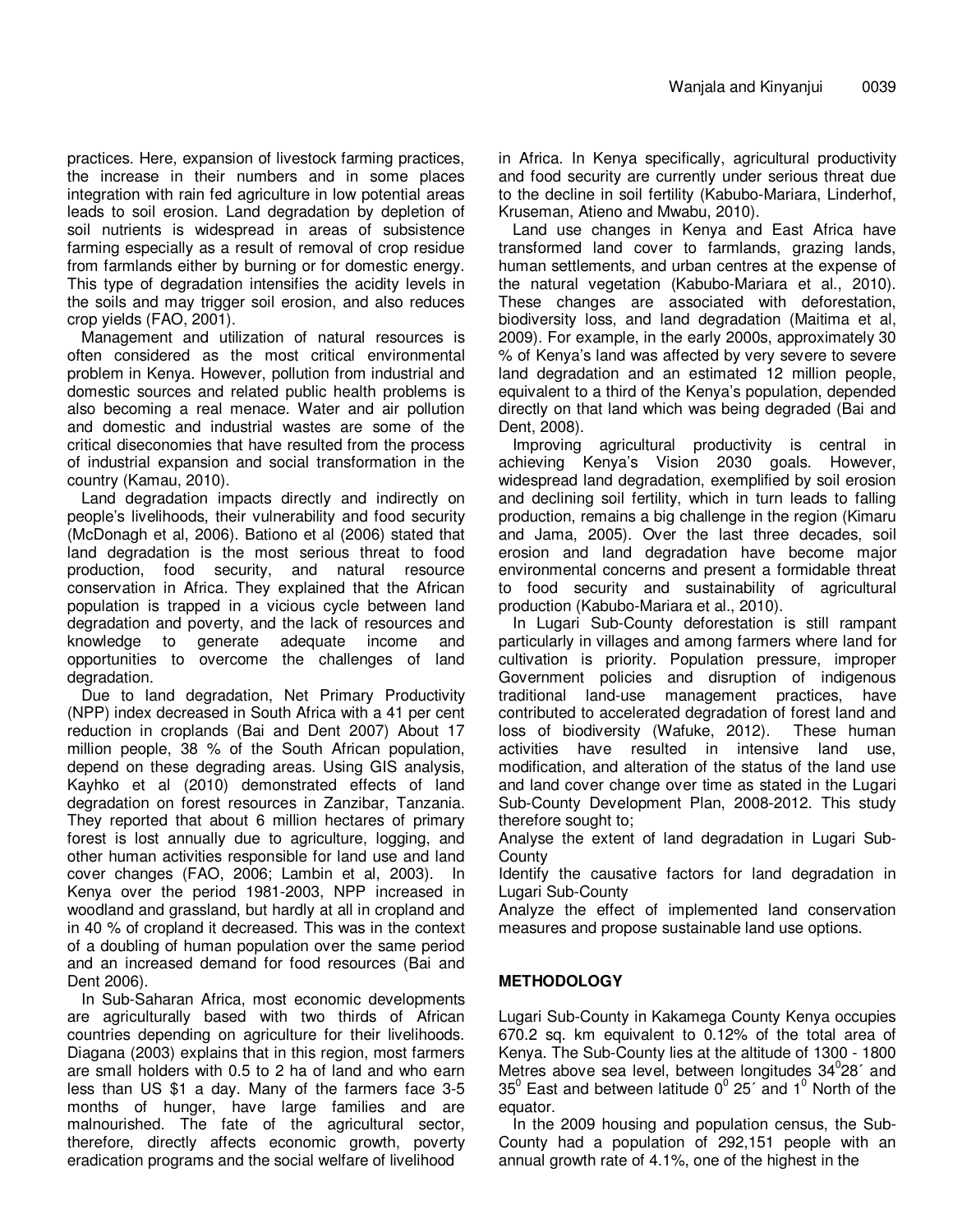practices. Here, expansion of livestock farming practices, the increase in their numbers and in some places integration with rain fed agriculture in low potential areas leads to soil erosion. Land degradation by depletion of soil nutrients is widespread in areas of subsistence farming especially as a result of removal of crop residue from farmlands either by burning or for domestic energy. This type of degradation intensifies the acidity levels in the soils and may trigger soil erosion, and also reduces crop yields (FAO, 2001).

Management and utilization of natural resources is often considered as the most critical environmental problem in Kenya. However, pollution from industrial and domestic sources and related public health problems is also becoming a real menace. Water and air pollution and domestic and industrial wastes are some of the critical diseconomies that have resulted from the process of industrial expansion and social transformation in the country (Kamau, 2010).

Land degradation impacts directly and indirectly on people's livelihoods, their vulnerability and food security (McDonagh et al, 2006). Bationo et al (2006) stated that land degradation is the most serious threat to food production, food security, and natural resource conservation in Africa. They explained that the African population is trapped in a vicious cycle between land degradation and poverty, and the lack of resources and knowledge to generate adequate income and opportunities to overcome the challenges of land degradation.

Due to land degradation, Net Primary Productivity (NPP) index decreased in South Africa with a 41 per cent reduction in croplands (Bai and Dent 2007) About 17 million people, 38 % of the South African population, depend on these degrading areas. Using GIS analysis, Kayhko et al (2010) demonstrated effects of land degradation on forest resources in Zanzibar, Tanzania. They reported that about 6 million hectares of primary forest is lost annually due to agriculture, logging, and other human activities responsible for land use and land cover changes (FAO, 2006; Lambin et al, 2003). In Kenya over the period 1981-2003, NPP increased in woodland and grassland, but hardly at all in cropland and in 40 % of cropland it decreased. This was in the context of a doubling of human population over the same period and an increased demand for food resources (Bai and Dent 2006).

In Sub-Saharan Africa, most economic developments are agriculturally based with two thirds of African countries depending on agriculture for their livelihoods. Diagana (2003) explains that in this region, most farmers are small holders with 0.5 to 2 ha of land and who earn less than US $1 a day. Many of the farmers face 3-5 months of hunger, have large families and are malnourished. The fate of the agricultural sector, therefore, directly affects economic growth, poverty eradication programs and the social welfare of livelihood in Africa. In Kenya specifically, agricultural productivity and food security are currently under serious threat due to the decline in soil fertility (Kabubo-Mariara, Linderhof, Kruseman, Atieno and Mwabu, 2010).

Land use changes in Kenya and East Africa have transformed land cover to farmlands, grazing lands, human settlements, and urban centres at the expense of the natural vegetation (Kabubo-Mariara et al., 2010). These changes are associated with deforestation, biodiversity loss, and land degradation (Maitima et al, 2009). For example, in the early 2000s, approximately 30 % of Kenya's land was affected by very severe to severe land degradation and an estimated 12 million people, equivalent to a third of the Kenya's population, depended directly on that land which was being degraded (Bai and Dent, 2008).

Improving agricultural productivity is central in achieving Kenya's Vision 2030 goals. However, widespread land degradation, exemplified by soil erosion and declining soil fertility, which in turn leads to falling production, remains a big challenge in the region (Kimaru and Jama, 2005). Over the last three decades, soil erosion and land degradation have become major environmental concerns and present a formidable threat to food security and sustainability of agricultural production (Kabubo-Mariara et al., 2010).

In Lugari Sub-County deforestation is still rampant particularly in villages and among farmers where land for cultivation is priority. Population pressure, improper Government policies and disruption of indigenous traditional land-use management practices, have contributed to accelerated degradation of forest land and loss of biodiversity (Wafuke, 2012). These human activities have resulted in intensive land use, modification, and alteration of the status of the land use and land cover change over time as stated in the Lugari Sub-County Development Plan, 2008-2012. This study therefore sought to;

Analyse the extent of land degradation in Lugari Sub-County

Identify the causative factors for land degradation in Lugari Sub-County

Analyze the effect of implemented land conservation measures and propose sustainable land use options.

## METHODOLOGY

Lugari Sub-County in Kakamega County Kenya occupies 670.2 sq. km equivalent to 0.12% of the total area of Kenya. The Sub-County lies at the altitude of 1300 - 1800 Metres above sea level, between longitudes $34^0 28'$ and $35^0$ East and between latitude $0^0$ 25´ and $1^0$ North of the equator.

In the 2009 housing and population census, the Sub-County had a population of 292,151 people with an annual growth rate of 4.1%, one of the highest in the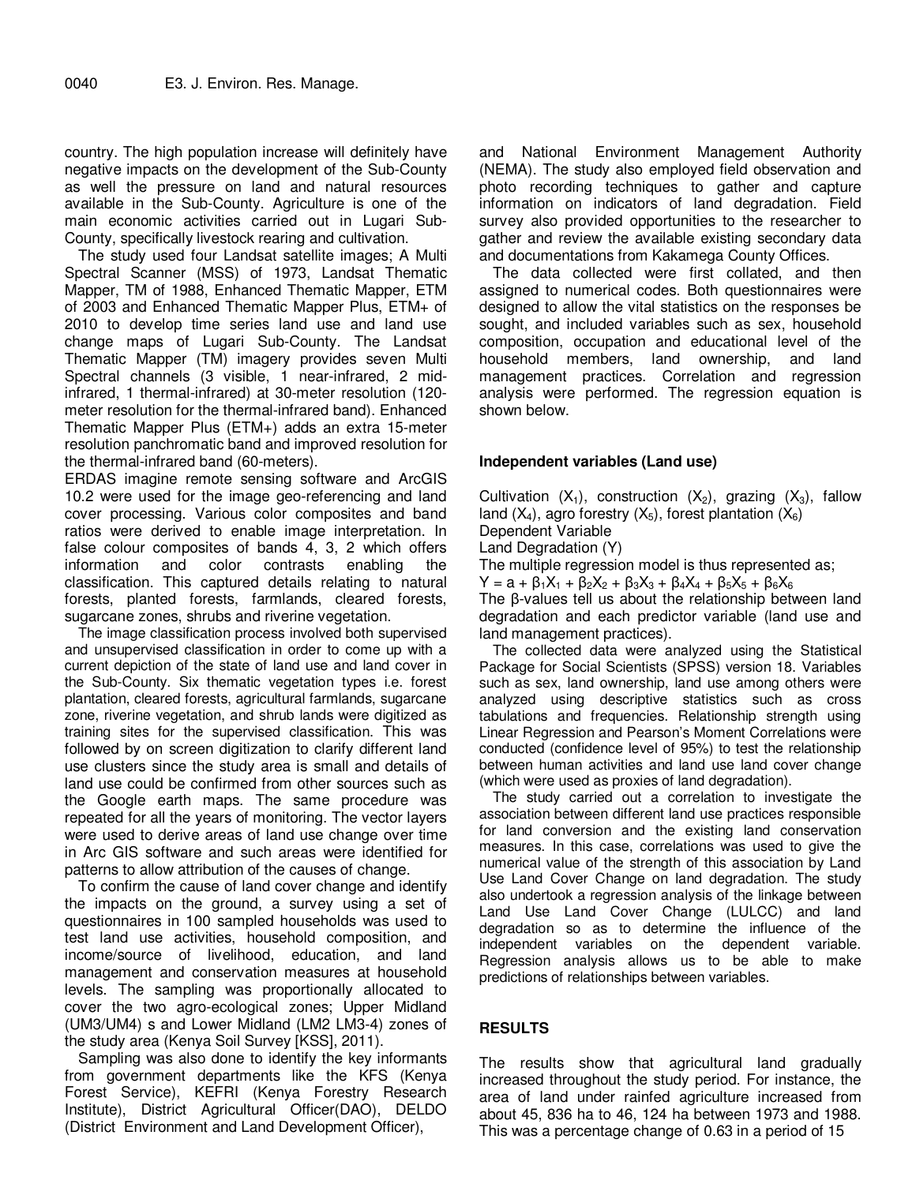country. The high population increase will definitely have negative impacts on the development of the Sub-County as well the pressure on land and natural resources available in the Sub-County. Agriculture is one of the main economic activities carried out in Lugari Sub-County, specifically livestock rearing and cultivation.

The study used four Landsat satellite images; A Multi Spectral Scanner (MSS) of 1973, Landsat Thematic Mapper, TM of 1988, Enhanced Thematic Mapper, ETM of 2003 and Enhanced Thematic Mapper Plus, ETM+ of 2010 to develop time series land use and land use change maps of Lugari Sub-County. The Landsat Thematic Mapper (TM) imagery provides seven Multi Spectral channels (3 visible, 1 near-infrared, 2 mid-infrared, 1 thermal-infrared) at 30-meter resolution (120-meter resolution for the thermal-infrared band). Enhanced Thematic Mapper Plus (ETM+) adds an extra 15-meter resolution panchromatic band and improved resolution for the thermal-infrared band (60-meters).

ERDAS imagine remote sensing software and ArcGIS 10.2 were used for the image geo-referencing and land cover processing. Various color composites and band ratios were derived to enable image interpretation. In false colour composites of bands 4, 3, 2 which offers information and color contrasts enabling the classification. This captured details relating to natural forests, planted forests, farmlands, cleared forests, sugarcane zones, shrubs and riverine vegetation.

The image classification process involved both supervised and unsupervised classification in order to come up with a current depiction of the state of land use and land cover in the Sub-County. Six thematic vegetation types i.e. forest plantation, cleared forests, agricultural farmlands, sugarcane zone, riverine vegetation, and shrub lands were digitized as training sites for the supervised classification. This was followed by on screen digitization to clarify different land use clusters since the study area is small and details of land use could be confirmed from other sources such as the Google earth maps. The same procedure was repeated for all the years of monitoring. The vector layers were used to derive areas of land use change over time in Arc GIS software and such areas were identified for patterns to allow attribution of the causes of change.

To confirm the cause of land cover change and identify the impacts on the ground, a survey using a set of questionnaires in 100 sampled households was used to test land use activities, household composition, and income/source of livelihood, education, and land management and conservation measures at household levels. The sampling was proportionally allocated to cover the two agro-ecological zones; Upper Midland (UM3/UM4) s and Lower Midland (LM2 LM3-4) zones of the study area (Kenya Soil Survey [KSS], 2011).

Sampling was also done to identify the key informants from government departments like the KFS (Kenya Forest Service), KEFRI (Kenya Forestry Research Institute), District Agricultural Officer(DAO), DELDO (District Environment and Land Development Officer), and National Environment Management Authority (NEMA). The study also employed field observation and photo recording techniques to gather and capture information on indicators of land degradation. Field survey also provided opportunities to the researcher to gather and review the available existing secondary data and documentations from Kakamega County Offices.

The data collected were first collated, and then assigned to numerical codes. Both questionnaires were designed to allow the vital statistics on the responses be sought, and included variables such as sex, household composition, occupation and educational level of the household members, land ownership, and land management practices. Correlation and regression analysis were performed. The regression equation is shown below.

#### Independent variables (Land use)

Cultivation ($X_1$), construction ($X_2$), grazing ($X_3$), fallow land ($X_4$), agro forestry ($X_5$), forest plantation ($X_6$)

Dependent Variable

Land Degradation (Y)

The multiple regression model is thus represented as;

$$Y = a + \beta_1X_1 + \beta_2X_2 + \beta_3X_3 + \beta_4X_4 + \beta_5X_5 + \beta_6X_6$$

The β-values tell us about the relationship between land degradation and each predictor variable (land use and land management practices).

The collected data were analyzed using the Statistical Package for Social Scientists (SPSS) version 18. Variables such as sex, land ownership, land use among others were analyzed using descriptive statistics such as cross tabulations and frequencies. Relationship strength using Linear Regression and Pearson's Moment Correlations were conducted (confidence level of 95%) to test the relationship between human activities and land use land cover change (which were used as proxies of land degradation).

The study carried out a correlation to investigate the association between different land use practices responsible for land conversion and the existing land conservation measures. In this case, correlations was used to give the numerical value of the strength of this association by Land Use Land Cover Change on land degradation. The study also undertook a regression analysis of the linkage between Land Use Land Cover Change (LULCC) and land degradation so as to determine the influence of the independent variables on the dependent variable. Regression analysis allows us to be able to make predictions of relationships between variables.

## RESULTS

The results show that agricultural land gradually increased throughout the study period. For instance, the area of land under rainfed agriculture increased from about 45, 836 ha to 46, 124 ha between 1973 and 1988. This was a percentage change of 0.63 in a period of 15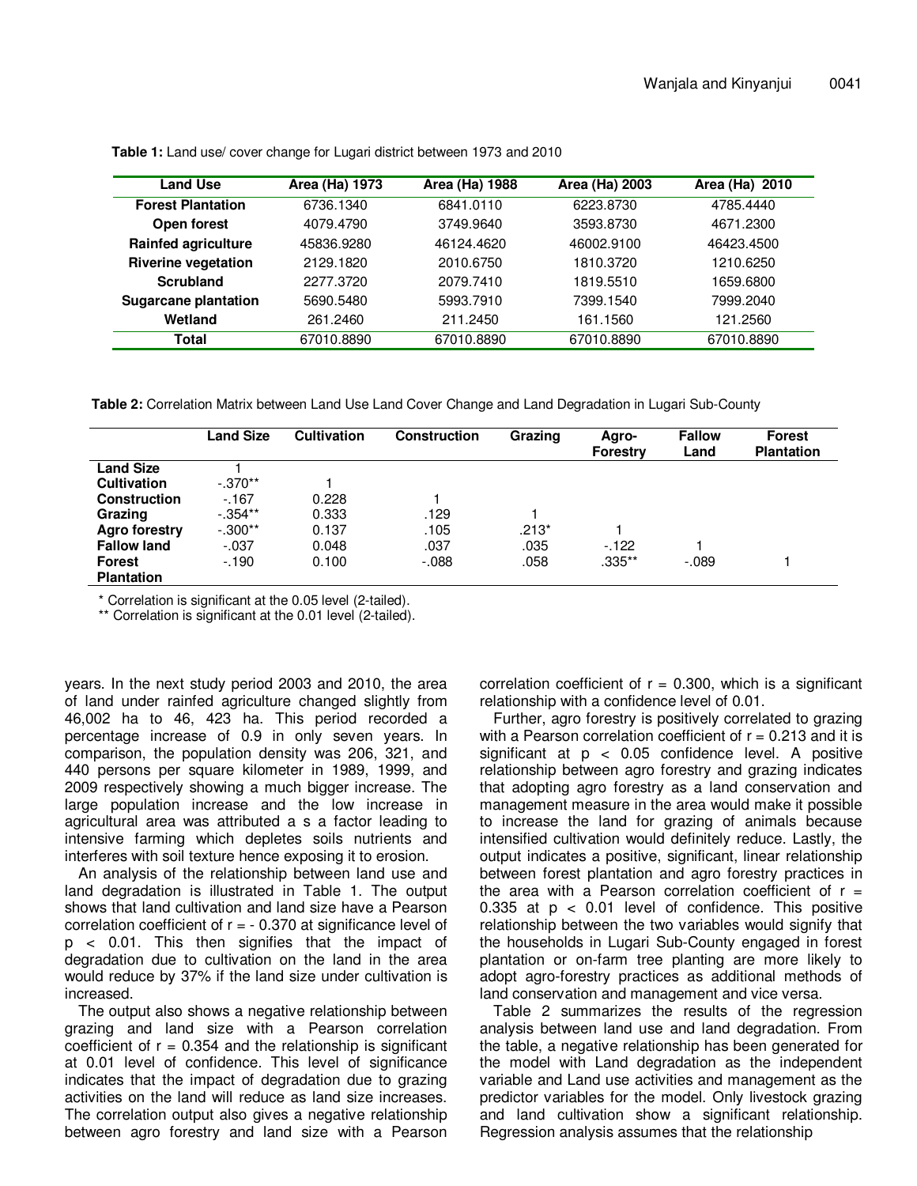**Table 1:** Land use/ cover change for Lugari district between 1973 and 2010

| Land Use | Area (Ha) 1973 | Area (Ha) 1988 | Area (Ha) 2003 | Area (Ha) 2010 |
|---|---|---|---|---|
| **Forest Plantation** | 6736.1340 | 6841.0110 | 6223.8730 | 4785.4440 |
| **Open forest** | 4079.4790 | 3749.9640 | 3593.8730 | 4671.2300 |
| **Rainfed agriculture** | 45836.9280 | 46124.4620 | 46002.9100 | 46423.4500 |
| **Riverine vegetation** | 2129.1820 | 2010.6750 | 1810.3720 | 1210.6250 |
| **Scrubland** | 2277.3720 | 2079.7410 | 1819.5510 | 1659.6800 |
| **Sugarcane plantation** | 5690.5480 | 5993.7910 | 7399.1540 | 7999.2040 |
| **Wetland** | 261.2460 | 211.2450 | 161.1560 | 121.2560 |
| **Total** | 67010.8890 | 67010.8890 | 67010.8890 | 67010.8890 |

**Table 2:** Correlation Matrix between Land Use Land Cover Change and Land Degradation in Lugari Sub-County

| | Land Size | Cultivation | Construction | Grazing | Agro-Forestry | Fallow Land | Forest Plantation |
|---|---|---|---|---|---|---|---|
| **Land Size** | 1 | | | | | | |
| **Cultivation** | -.370** | 1 | | | | | |
| **Construction** | -.167 | 0.228 | 1 | | | | |
| **Grazing** | -.354** | 0.333 | .129 | 1 | | | |
| **Agro forestry** | -.300** | 0.137 | .105 | .213* | 1 | | |
| **Fallow land** | -.037 | 0.048 | .037 | .035 | -.122 | 1 | |
| **Forest Plantation** | -.190 | 0.100 | -.088 | .058 | .335** | -.089 | 1 |

\* Correlation is significant at the 0.05 level (2-tailed).
** Correlation is significant at the 0.01 level (2-tailed).

years. In the next study period 2003 and 2010, the area of land under rainfed agriculture changed slightly from 46,002 ha to 46, 423 ha. This period recorded a percentage increase of 0.9 in only seven years. In comparison, the population density was 206, 321, and 440 persons per square kilometer in 1989, 1999, and 2009 respectively showing a much bigger increase. The large population increase and the low increase in agricultural area was attributed a s a factor leading to intensive farming which depletes soils nutrients and interferes with soil texture hence exposing it to erosion.

An analysis of the relationship between land use and land degradation is illustrated in Table 1. The output shows that land cultivation and land size have a Pearson correlation coefficient of $r = -0.370$ at significance level of $p < 0.01$. This then signifies that the impact of degradation due to cultivation on the land in the area would reduce by 37% if the land size under cultivation is increased.

The output also shows a negative relationship between grazing and land size with a Pearson correlation coefficient of $r = 0.354$ and the relationship is significant at 0.01 level of confidence. This level of significance indicates that the impact of degradation due to grazing activities on the land will reduce as land size increases. The correlation output also gives a negative relationship between agro forestry and land size with a Pearson correlation coefficient of $r = 0.300$, which is a significant relationship with a confidence level of 0.01.

Further, agro forestry is positively correlated to grazing with a Pearson correlation coefficient of $r = 0.213$ and it is significant at $p < 0.05$ confidence level. A positive relationship between agro forestry and grazing indicates that adopting agro forestry as a land conservation and management measure in the area would make it possible to increase the land for grazing of animals because intensified cultivation would definitely reduce. Lastly, the output indicates a positive, significant, linear relationship between forest plantation and agro forestry practices in the area with a Pearson correlation coefficient of $r = 0.335$ at $p < 0.01$ level of confidence. This positive relationship between the two variables would signify that the households in Lugari Sub-County engaged in forest plantation or on-farm tree planting are more likely to adopt agro-forestry practices as additional methods of land conservation and management and vice versa.

Table 2 summarizes the results of the regression analysis between land use and land degradation. From the table, a negative relationship has been generated for the model with Land degradation as the independent variable and Land use activities and management as the predictor variables for the model. Only livestock grazing and land cultivation show a significant relationship. Regression analysis assumes that the relationship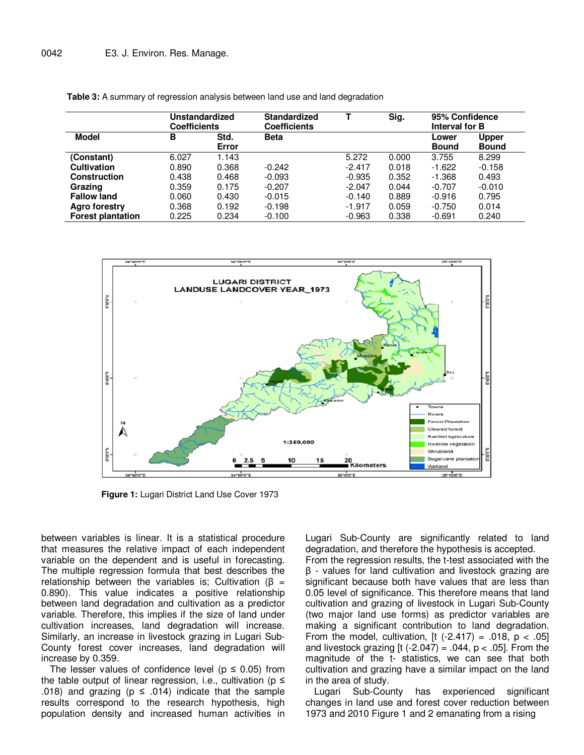**Table 3:** A summary of regression analysis between land use and land degradation

| Model | Unstandardized Coefficients | | Standardized Coefficients | T | Sig. | 95% Confidence Interval for B | |
|---|---|---|---|---|---|---|---|
| | B | Std. Error | Beta | | | Lower Bound | Upper Bound |
| **(Constant)** | 6.027 | 1.143 | | 5.272 | 0.000 | 3.755 | 8.299 |
| **Cultivation** | 0.890 | 0.368 | -0.242 | -2.417 | 0.018 | -1.622 | -0.158 |
| **Construction** | 0.438 | 0.468 | -0.093 | -0.935 | 0.352 | -1.368 | 0.493 |
| **Grazing** | 0.359 | 0.175 | -0.207 | -2.047 | 0.044 | -0.707 | -0.010 |
| **Fallow land** | 0.060 | 0.430 | -0.015 | -0.140 | 0.889 | -0.916 | 0.795 |
| **Agro forestry** | 0.368 | 0.192 | -0.198 | -1.917 | 0.059 | -0.750 | 0.014 |
| **Forest plantation** | 0.225 | 0.234 | -0.100 | -0.963 | 0.338 | -0.691 | 0.240 |

**Figure 1:** Lugari District Land Use Cover 1973

between variables is linear. It is a statistical procedure that measures the relative impact of each independent variable on the dependent and is useful in forecasting. The multiple regression formula that best describes the relationship between the variables is; Cultivation ($\beta$ = 0.890). This value indicates a positive relationship between land degradation and cultivation as a predictor variable. Therefore, this implies if the size of land under cultivation increases, land degradation will increase. Similarly, an increase in livestock grazing in Lugari Sub-County forest cover increases, land degradation will increase by 0.359.

The lesser values of confidence level ($p \leq 0.05$) from the table output of linear regression, i.e., cultivation ($p \leq .018$) and grazing ($p \leq .014$) indicate that the sample results correspond to the research hypothesis, high population density and increased human activities in Lugari Sub-County are significantly related to land degradation, and therefore the hypothesis is accepted.

From the regression results, the t-test associated with the $\beta$ - values for land cultivation and livestock grazing are significant because both have values that are less than 0.05 level of significance. This therefore means that land cultivation and grazing of livestock in Lugari Sub-County (two major land use forms) as predictor variables are making a significant contribution to land degradation. From the model, cultivation, [t (-2.417) = .018, $p < .05$] and livestock grazing [t (-2.047) = .044, $p < .05$]. From the magnitude of the t- statistics, we can see that both cultivation and grazing have a similar impact on the land in the area of study.

Lugari Sub-County has experienced significant changes in land use and forest cover reduction between 1973 and 2010 Figure 1 and 2 emanating from a rising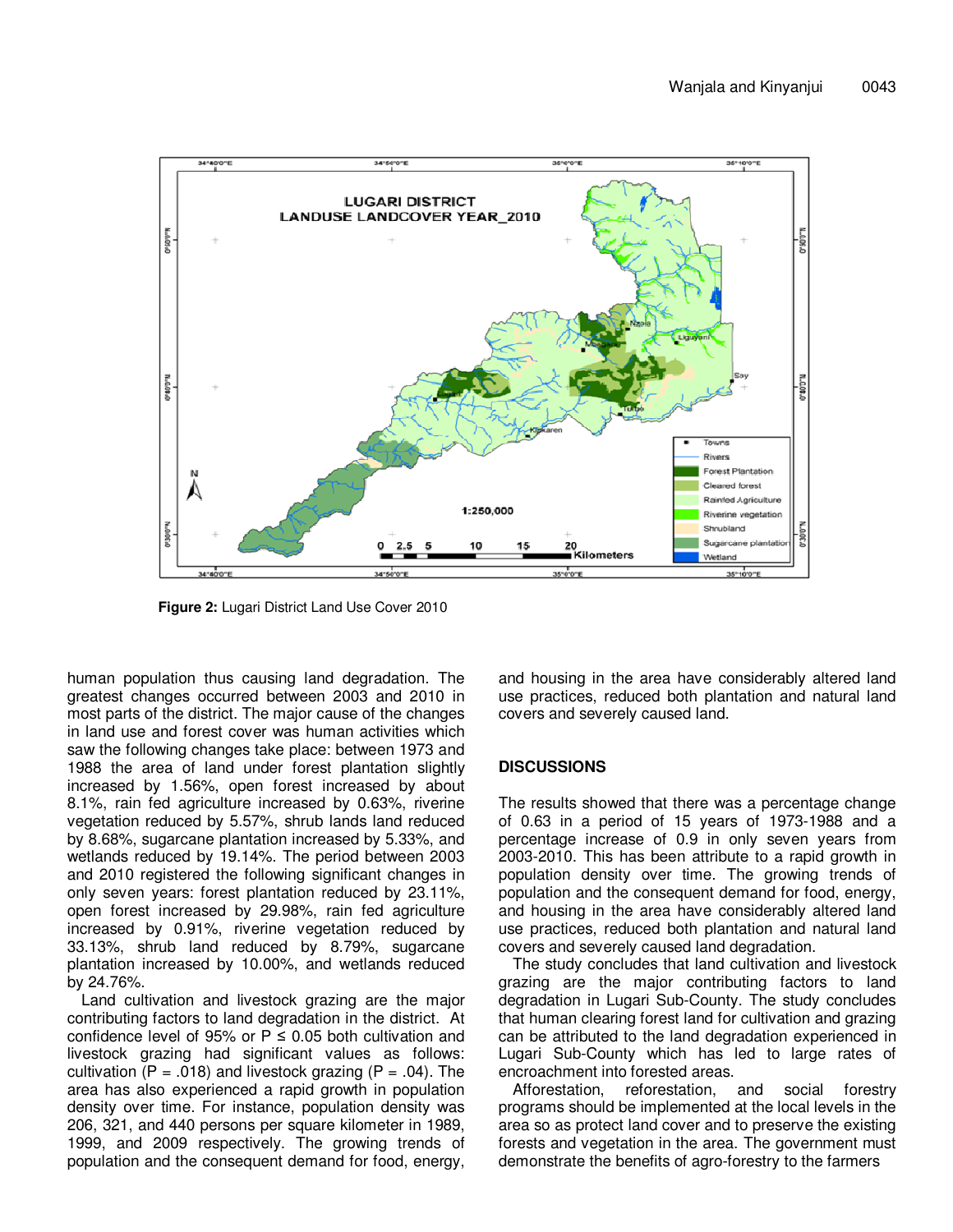**Figure 2:** Lugari District Land Use Cover 2010

human population thus causing land degradation. The greatest changes occurred between 2003 and 2010 in most parts of the district. The major cause of the changes in land use and forest cover was human activities which saw the following changes take place: between 1973 and 1988 the area of land under forest plantation slightly increased by 1.56%, open forest increased by about 8.1%, rain fed agriculture increased by 0.63%, riverine vegetation reduced by 5.57%, shrub lands land reduced by 8.68%, sugarcane plantation increased by 5.33%, and wetlands reduced by 19.14%. The period between 2003 and 2010 registered the following significant changes in only seven years: forest plantation reduced by 23.11%, open forest increased by 29.98%, rain fed agriculture increased by 0.91%, riverine vegetation reduced by 33.13%, shrub land reduced by 8.79%, sugarcane plantation increased by 10.00%, and wetlands reduced by 24.76%.

Land cultivation and livestock grazing are the major contributing factors to land degradation in the district. At confidence level of 95% or $P \leq 0.05$ both cultivation and livestock grazing had significant values as follows: cultivation ($P = .018$) and livestock grazing ($P = .04$). The area has also experienced a rapid growth in population density over time. For instance, population density was 206, 321, and 440 persons per square kilometer in 1989, 1999, and 2009 respectively. The growing trends of population and the consequent demand for food, energy, and housing in the area have considerably altered land use practices, reduced both plantation and natural land covers and severely caused land.

## DISCUSSIONS

The results showed that there was a percentage change of 0.63 in a period of 15 years of 1973-1988 and a percentage increase of 0.9 in only seven years from 2003-2010. This has been attribute to a rapid growth in population density over time. The growing trends of population and the consequent demand for food, energy, and housing in the area have considerably altered land use practices, reduced both plantation and natural land covers and severely caused land degradation.

The study concludes that land cultivation and livestock grazing are the major contributing factors to land degradation in Lugari Sub-County. The study concludes that human clearing forest land for cultivation and grazing can be attributed to the land degradation experienced in Lugari Sub-County which has led to large rates of encroachment into forested areas.

Afforestation, reforestation, and social forestry programs should be implemented at the local levels in the area so as protect land cover and to preserve the existing forests and vegetation in the area. The government must demonstrate the benefits of agro-forestry to the farmers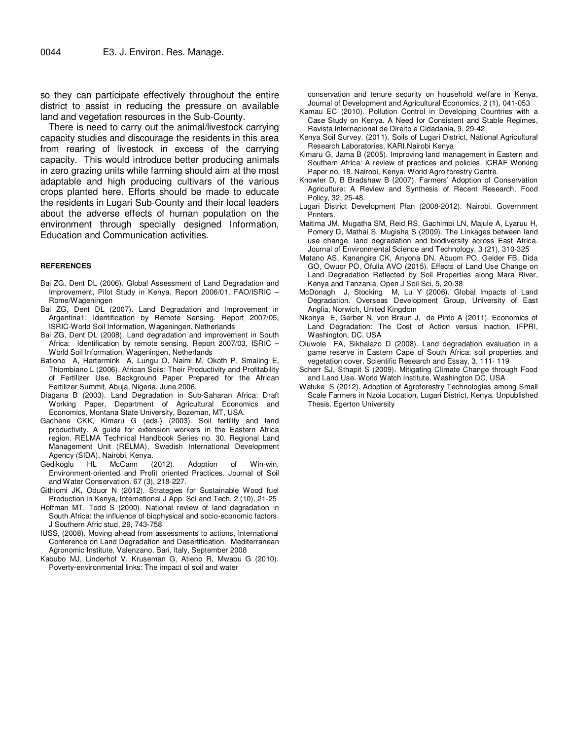so they can participate effectively throughout the entire district to assist in reducing the pressure on available land and vegetation resources in the Sub-County.

There is need to carry out the animal/livestock carrying capacity studies and discourage the residents in this area from rearing of livestock in excess of the carrying capacity. This would introduce better producing animals in zero grazing units while farming should aim at the most adaptable and high producing cultivars of the various crops planted here. Efforts should be made to educate the residents in Lugari Sub-County and their local leaders about the adverse effects of human population on the environment through specially designed Information, Education and Communication activities.

#### REFERENCES

Bai ZG, Dent DL (2006). Global Assessment of Land Degradation and Improvement, Pilot Study in Kenya. Report 2006/01, FAO/ISRIC – Rome/Wageningen

Bai ZG, Dent DL (2007). Land Degradation and Improvement in Argentina1: Identification by Remote Sensing. Report 2007/05, ISRIC-World Soil Information, Wageningen, Netherlands

Bai ZG, Dent DL (2008). Land degradation and improvement in South Africa: Identification by remote sensing. Report 2007/03, ISRIC – World Soil Information, Wageningen, Netherlands

Bationo A, Hartermink A, Lungu O, Naimi M, Okoth P, Smaling E, Thiombiano L (2006). African Soils: Their Productivity and Profitability of Fertilizer Use. Background Paper Prepared for the African Fertilizer Summit, Abuja, Nigeria, June 2006.

Diagana B (2003). Land Degradation in Sub-Saharan Africa: Draft Working Paper, Department of Agricultural Economics and Economics, Montana State University, Bozeman, MT, USA.

Gachene CKK, Kimaru G (eds.) (2003). Soil fertility and land productivity. A guide for extension workers in the Eastern Africa region. RELMA Technical Handbook Series no. 30. Regional Land Management Unit (RELMA), Swedish International Development Agency (SIDA). Nairobi, Kenya.

Gedikoglu HL McCann (2012). Adoption of Win-win, Environment-oriented and Profit oriented Practices. Journal of Soil and Water Conservation. 67 (3), 218-227.

Githiomi JK, Oduor N (2012). Strategies for Sustainable Wood fuel Production in Kenya, International J App. Sci and Tech, 2 (10), 21-25

Hoffman MT, Todd S (2000). National review of land degradation in South Africa: the influence of biophysical and socio-economic factors. J Southern Afric stud, 26, 743-758

IUSS, (2008). Moving ahead from assessments to actions, International Conference on Land Degradation and Desertification. Mediterranean Agronomic Institute, Valenzano, Bari, Italy, September 2008

Kabubo MJ, Linderhof V, Kruseman G, Atieno R, Mwabu G (2010). Poverty-environmental links: The impact of soil and water conservation and tenure security on household welfare in Kenya, Journal of Development and Agricultural Economics, 2 (1), 041-053

Kamau EC (2010). Pollution Control in Developing Countries with a Case Study on Kenya. A Need for Consistent and Stable Regimes, Revista Internacional de Direito e Cidadania, 9, 29-42

Kenya Soil Survey. (2011). Soils of Lugari District, National Agricultural Research Laboratories, KARI.Nairobi Kenya

Kimaru G, Jama B (2005). Improving land management in Eastern and Southern Africa: A review of practices and policies. ICRAF Working Paper no. 18. Nairobi, Kenya. World Agro forestry Centre.

Knowler D, B Bradshaw B (2007). Farmers' Adoption of Conservation Agriculture: A Review and Synthesis of Recent Research, Food Policy, 32, 25-48.

Lugari District Development Plan (2008-2012). Nairobi. Government Printers.

Maitima JM, Mugatha SM, Reid RS, Gachimbi LN, Majule A, Lyaruu H, Pomery D, Mathai S, Mugisha S (2009). The Linkages between land use change, land degradation and biodiversity across East Africa. Journal of Environmental Science and Technology, 3 (21), 310-325

Matano AS, Kanangire CK, Anyona DN, Abuom PO, Gelder FB, Dida GO, Owuor PO, Ofulla AVO (2015). Effects of Land Use Change on Land Degradation Reflected by Soil Properties along Mara River, Kenya and Tanzania, Open J Soil Sci, 5, 20-38

McDonagh J, Stocking M, Lu Y (2006). Global Impacts of Land Degradation. Overseas Development Group, University of East Anglia, Norwich, United Kingdom

Nkonya E, Gerber N, von Braun J, de Pinto A (2011). Economics of Land Degradation: The Cost of Action versus Inaction, IFPRI, Washington, DC, USA

Oluwole FA, Sikhalazo D (2008). Land degradation evaluation in a game reserve in Eastern Cape of South Africa: soil properties and vegetation cover. Scientific Research and Essay, 3, 111- 119

Scherr SJ, Sthapit S (2009). Mitigating Climate Change through Food and Land Use. World Watch Institute, Washington DC, USA

Wafuke S (2012). Adoption of Agroforestry Technologies among Small Scale Farmers in Nzoia Location, Lugari District, Kenya. Unpublished Thesis. Egerton University